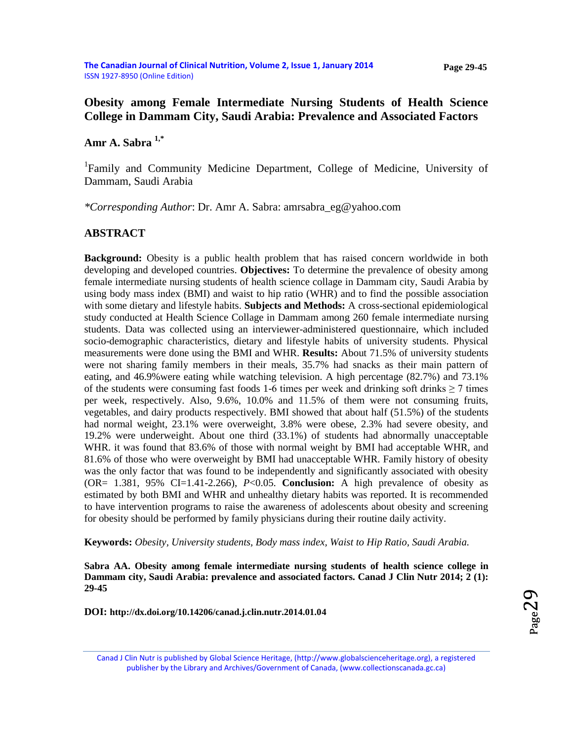# Obesity among Female Intermediate Nursing Students of Health Science College in Dammam City, Saudi Arabia: Prevalence and Associated Factors

**Amr A. Sabra** [1,*]

[1]Family and Community Medicine Department, College of Medicine, University of Dammam, Saudi Arabia

*\*Corresponding Author*: Dr. Amr A. Sabra: amrsabra_eg@yahoo.com

## ABSTRACT

**Background:** Obesity is a public health problem that has raised concern worldwide in both developing and developed countries. **Objectives:** To determine the prevalence of obesity among female intermediate nursing students of health science collage in Dammam city, Saudi Arabia by using body mass index (BMI) and waist to hip ratio (WHR) and to find the possible association with some dietary and lifestyle habits. **Subjects and Methods:** A cross-sectional epidemiological study conducted at Health Science Collage in Dammam among 260 female intermediate nursing students. Data was collected using an interviewer-administered questionnaire, which included socio-demographic characteristics, dietary and lifestyle habits of university students. Physical measurements were done using the BMI and WHR. **Results:** About 71.5% of university students were not sharing family members in their meals, 35.7% had snacks as their main pattern of eating, and 46.9%were eating while watching television. A high percentage (82.7%) and 73.1% of the students were consuming fast foods 1-6 times per week and drinking soft drinks $\geq$ 7 times per week, respectively. Also, 9.6%, 10.0% and 11.5% of them were not consuming fruits, vegetables, and dairy products respectively. BMI showed that about half (51.5%) of the students had normal weight, 23.1% were overweight, 3.8% were obese, 2.3% had severe obesity, and 19.2% were underweight. About one third (33.1%) of students had abnormally unacceptable WHR. it was found that 83.6% of those with normal weight by BMI had acceptable WHR, and 81.6% of those who were overweight by BMI had unacceptable WHR. Family history of obesity was the only factor that was found to be independently and significantly associated with obesity (OR= 1.381, 95% CI=1.41-2.266), $P<0.05$. **Conclusion:** A high prevalence of obesity as estimated by both BMI and WHR and unhealthy dietary habits was reported. It is recommended to have intervention programs to raise the awareness of adolescents about obesity and screening for obesity should be performed by family physicians during their routine daily activity.

**Keywords:** *Obesity, University students, Body mass index, Waist to Hip Ratio, Saudi Arabia.*

**Sabra AA. Obesity among female intermediate nursing students of health science college in Dammam city, Saudi Arabia: prevalence and associated factors. Canad J Clin Nutr 2014; 2 (1): 29-45**

**DOI: http://dx.doi.org/10.14206/canad.j.clin.nutr.2014.01.04**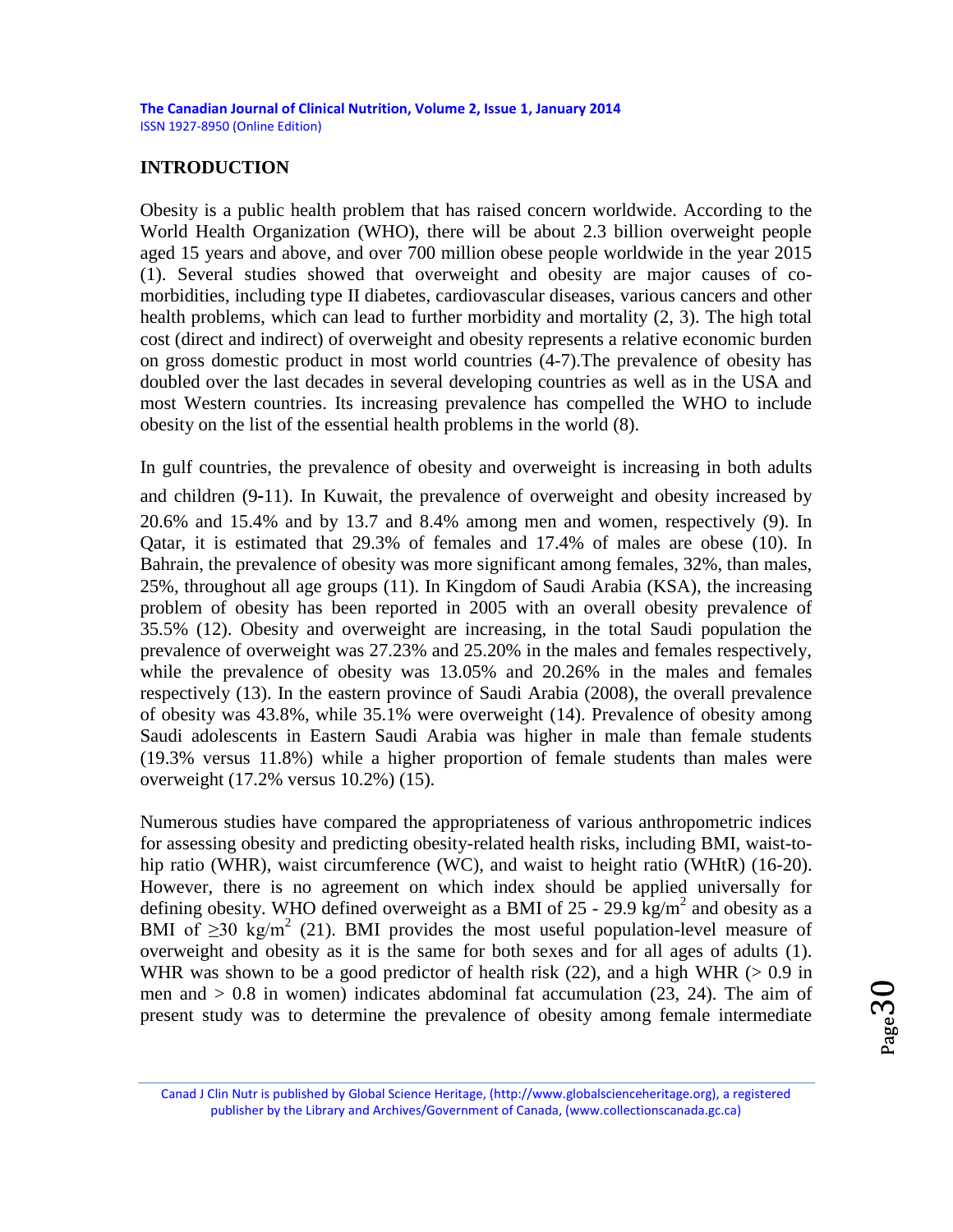## INTRODUCTION

Obesity is a public health problem that has raised concern worldwide. According to the World Health Organization (WHO), there will be about 2.3 billion overweight people aged 15 years and above, and over 700 million obese people worldwide in the year 2015 (1). Several studies showed that overweight and obesity are major causes of co-morbidities, including type II diabetes, cardiovascular diseases, various cancers and other health problems, which can lead to further morbidity and mortality (2, 3). The high total cost (direct and indirect) of overweight and obesity represents a relative economic burden on gross domestic product in most world countries (4-7).The prevalence of obesity has doubled over the last decades in several developing countries as well as in the USA and most Western countries. Its increasing prevalence has compelled the WHO to include obesity on the list of the essential health problems in the world (8).

In gulf countries, the prevalence of obesity and overweight is increasing in both adults and children (9-11). In Kuwait, the prevalence of overweight and obesity increased by 20.6% and 15.4% and by 13.7 and 8.4% among men and women, respectively (9). In Qatar, it is estimated that 29.3% of females and 17.4% of males are obese (10). In Bahrain, the prevalence of obesity was more significant among females, 32%, than males, 25%, throughout all age groups (11). In Kingdom of Saudi Arabia (KSA), the increasing problem of obesity has been reported in 2005 with an overall obesity prevalence of 35.5% (12). Obesity and overweight are increasing, in the total Saudi population the prevalence of overweight was 27.23% and 25.20% in the males and females respectively, while the prevalence of obesity was 13.05% and 20.26% in the males and females respectively (13). In the eastern province of Saudi Arabia (2008), the overall prevalence of obesity was 43.8%, while 35.1% were overweight (14). Prevalence of obesity among Saudi adolescents in Eastern Saudi Arabia was higher in male than female students (19.3% versus 11.8%) while a higher proportion of female students than males were overweight (17.2% versus 10.2%) (15).

Numerous studies have compared the appropriateness of various anthropometric indices for assessing obesity and predicting obesity-related health risks, including BMI, waist-to-hip ratio (WHR), waist circumference (WC), and waist to height ratio (WHtR) (16-20). However, there is no agreement on which index should be applied universally for defining obesity. WHO defined overweight as a BMI of 25 - 29.9 $kg/m^2$ and obesity as a BMI of $\geq 30$ $kg/m^2$ (21). BMI provides the most useful population-level measure of overweight and obesity as it is the same for both sexes and for all ages of adults (1). WHR was shown to be a good predictor of health risk (22), and a high WHR ($> 0.9$ in men and $> 0.8$ in women) indicates abdominal fat accumulation (23, 24). The aim of present study was to determine the prevalence of obesity among female intermediate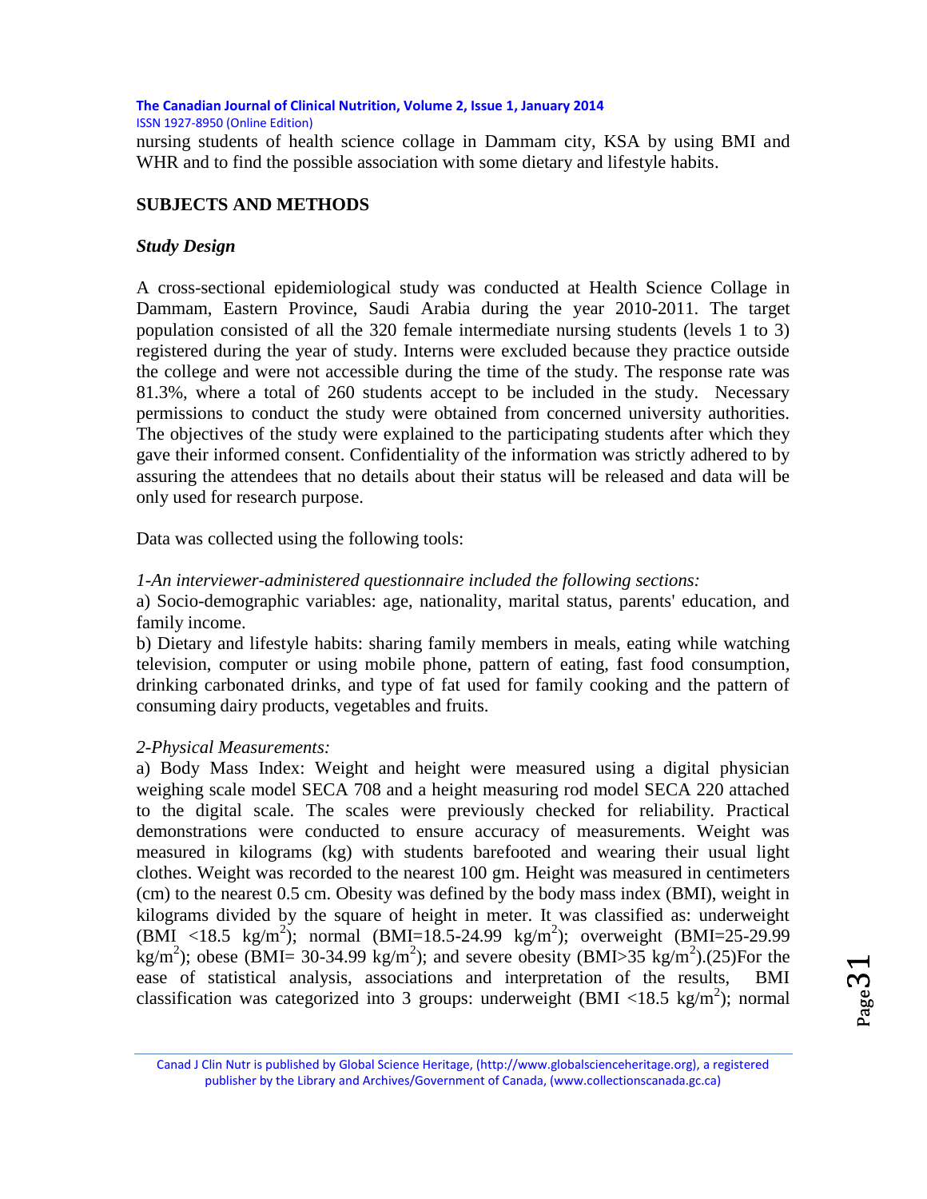nursing students of health science collage in Dammam city, KSA by using BMI and WHR and to find the possible association with some dietary and lifestyle habits.

## SUBJECTS AND METHODS

### *Study Design*

A cross-sectional epidemiological study was conducted at Health Science Collage in Dammam, Eastern Province, Saudi Arabia during the year 2010-2011. The target population consisted of all the 320 female intermediate nursing students (levels 1 to 3) registered during the year of study. Interns were excluded because they practice outside the college and were not accessible during the time of the study. The response rate was 81.3%, where a total of 260 students accept to be included in the study. Necessary permissions to conduct the study were obtained from concerned university authorities. The objectives of the study were explained to the participating students after which they gave their informed consent. Confidentiality of the information was strictly adhered to by assuring the attendees that no details about their status will be released and data will be only used for research purpose.

Data was collected using the following tools:

*1-An interviewer-administered questionnaire included the following sections:*

a) Socio-demographic variables: age, nationality, marital status, parents' education, and family income.

b) Dietary and lifestyle habits: sharing family members in meals, eating while watching television, computer or using mobile phone, pattern of eating, fast food consumption, drinking carbonated drinks, and type of fat used for family cooking and the pattern of consuming dairy products, vegetables and fruits.

*2-Physical Measurements:*

a) Body Mass Index: Weight and height were measured using a digital physician weighing scale model SECA 708 and a height measuring rod model SECA 220 attached to the digital scale. The scales were previously checked for reliability. Practical demonstrations were conducted to ensure accuracy of measurements. Weight was measured in kilograms (kg) with students barefooted and wearing their usual light clothes. Weight was recorded to the nearest 100 gm. Height was measured in centimeters (cm) to the nearest 0.5 cm. Obesity was defined by the body mass index (BMI), weight in kilograms divided by the square of height in meter. It was classified as: underweight (BMI <18.5 kg/m$^2$); normal (BMI=18.5-24.99 kg/m$^2$); overweight (BMI=25-29.99 kg/m$^2$); obese (BMI= 30-34.99 kg/m$^2$); and severe obesity (BMI>35 kg/m$^2$).(25)For the ease of statistical analysis, associations and interpretation of the results, BMI classification was categorized into 3 groups: underweight (BMI <18.5 kg/m$^2$); normal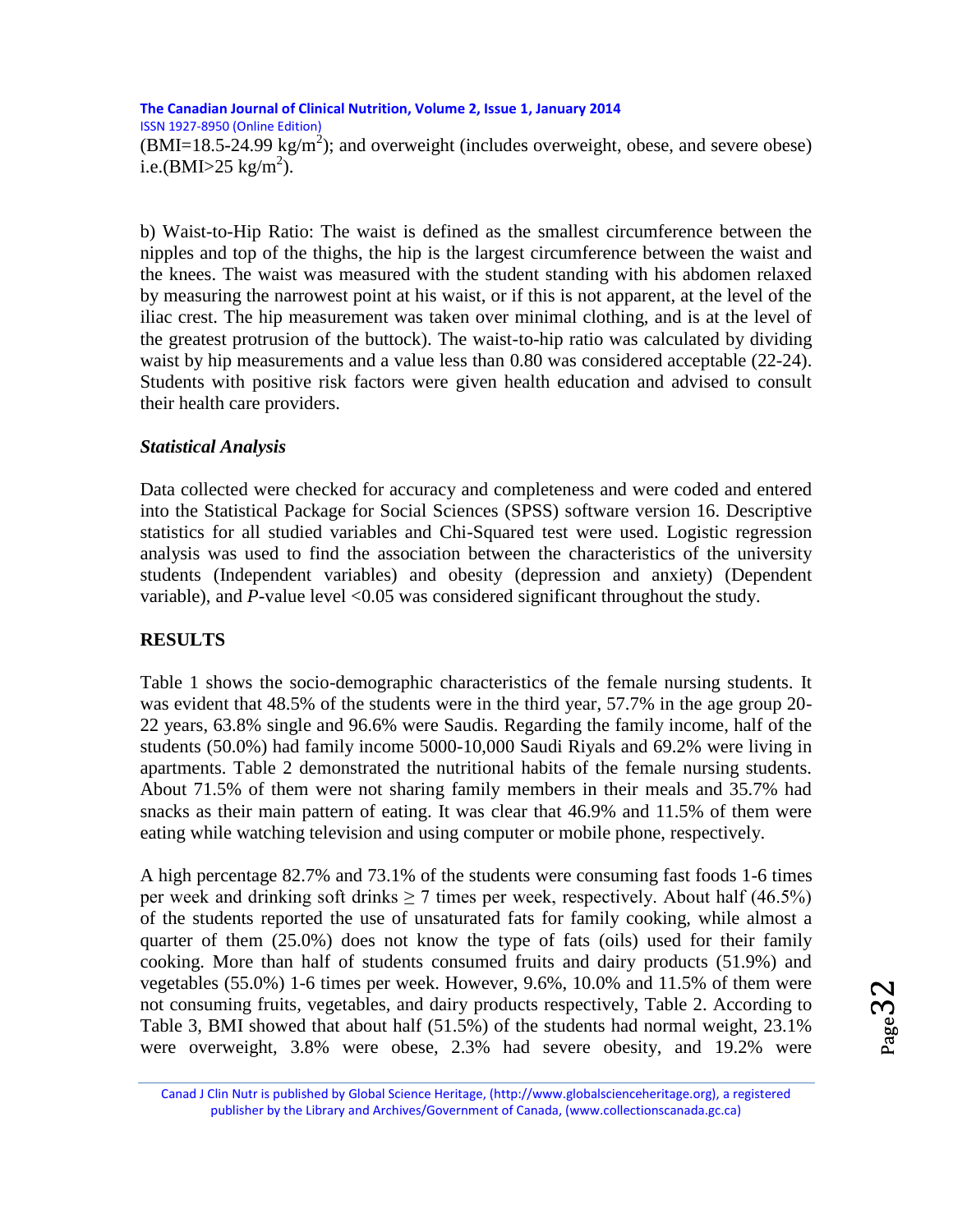(BMI=18.5-24.99 kg/m$^2$); and overweight (includes overweight, obese, and severe obese) i.e.(BMI>25 kg/m$^2$).

b) Waist-to-Hip Ratio: The waist is defined as the smallest circumference between the nipples and top of the thighs, the hip is the largest circumference between the waist and the knees. The waist was measured with the student standing with his abdomen relaxed by measuring the narrowest point at his waist, or if this is not apparent, at the level of the iliac crest. The hip measurement was taken over minimal clothing, and is at the level of the greatest protrusion of the buttock). The waist-to-hip ratio was calculated by dividing waist by hip measurements and a value less than 0.80 was considered acceptable (22-24). Students with positive risk factors were given health education and advised to consult their health care providers.

### *Statistical Analysis*

Data collected were checked for accuracy and completeness and were coded and entered into the Statistical Package for Social Sciences (SPSS) software version 16. Descriptive statistics for all studied variables and Chi-Squared test were used. Logistic regression analysis was used to find the association between the characteristics of the university students (Independent variables) and obesity (depression and anxiety) (Dependent variable), and *P*-value level <0.05 was considered significant throughout the study.

## RESULTS

Table 1 shows the socio-demographic characteristics of the female nursing students. It was evident that 48.5% of the students were in the third year, 57.7% in the age group 20-22 years, 63.8% single and 96.6% were Saudis. Regarding the family income, half of the students (50.0%) had family income 5000-10,000 Saudi Riyals and 69.2% were living in apartments. Table 2 demonstrated the nutritional habits of the female nursing students. About 71.5% of them were not sharing family members in their meals and 35.7% had snacks as their main pattern of eating. It was clear that 46.9% and 11.5% of them were eating while watching television and using computer or mobile phone, respectively.

A high percentage 82.7% and 73.1% of the students were consuming fast foods 1-6 times per week and drinking soft drinks ≥ 7 times per week, respectively. About half (46.5%) of the students reported the use of unsaturated fats for family cooking, while almost a quarter of them (25.0%) does not know the type of fats (oils) used for their family cooking. More than half of students consumed fruits and dairy products (51.9%) and vegetables (55.0%) 1-6 times per week. However, 9.6%, 10.0% and 11.5% of them were not consuming fruits, vegetables, and dairy products respectively, Table 2. According to Table 3, BMI showed that about half (51.5%) of the students had normal weight, 23.1% were overweight, 3.8% were obese, 2.3% had severe obesity, and 19.2% were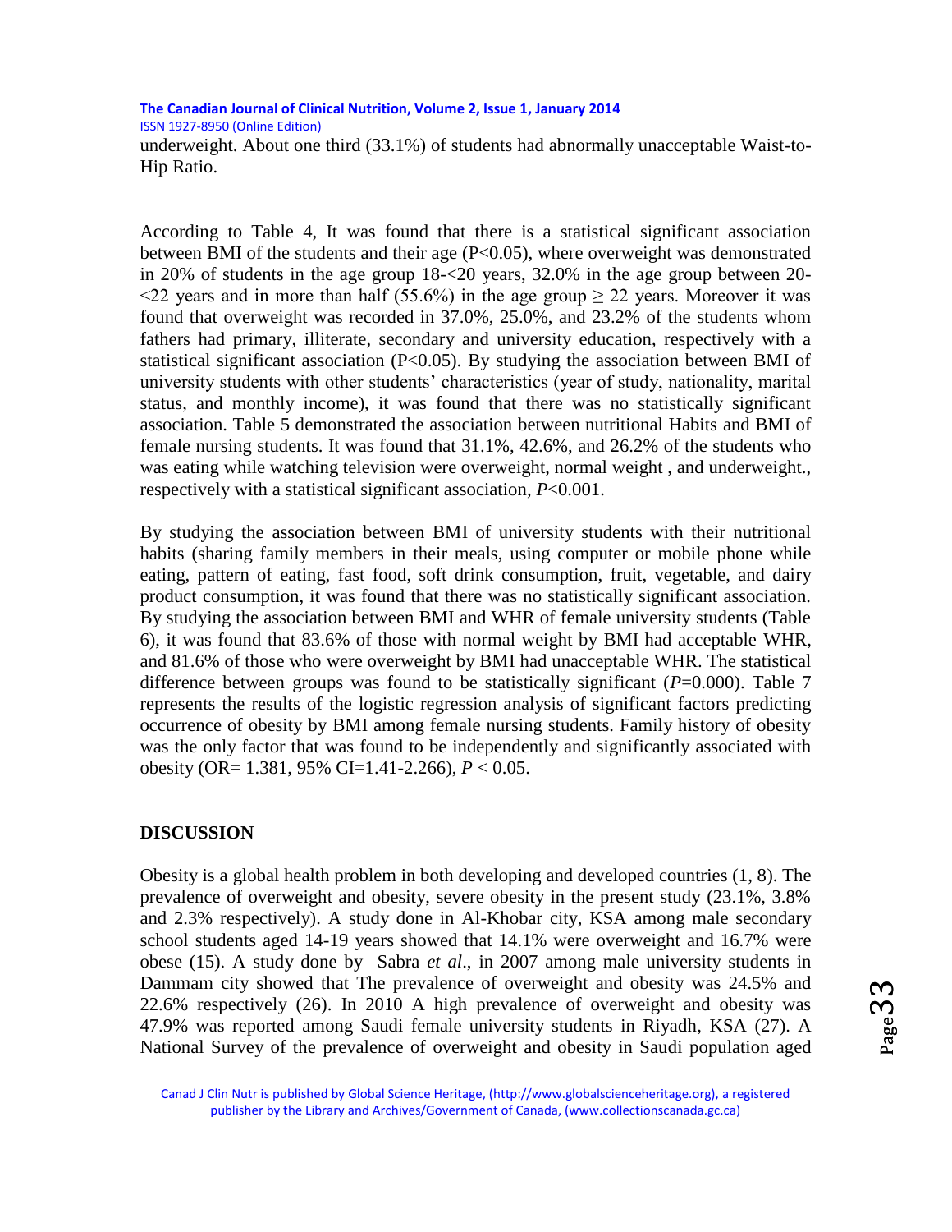underweight. About one third (33.1%) of students had abnormally unacceptable Waist-to-Hip Ratio.

According to Table 4, It was found that there is a statistical significant association between BMI of the students and their age ($P<0.05$), where overweight was demonstrated in 20% of students in the age group 18-<20 years, 32.0% in the age group between 20-<22 years and in more than half (55.6%) in the age group ≥ 22 years. Moreover it was found that overweight was recorded in 37.0%, 25.0%, and 23.2% of the students whom fathers had primary, illiterate, secondary and university education, respectively with a statistical significant association ($P<0.05$). By studying the association between BMI of university students with other students' characteristics (year of study, nationality, marital status, and monthly income), it was found that there was no statistically significant association. Table 5 demonstrated the association between nutritional Habits and BMI of female nursing students. It was found that 31.1%, 42.6%, and 26.2% of the students who was eating while watching television were overweight, normal weight , and underweight., respectively with a statistical significant association, $P<0.001$.

By studying the association between BMI of university students with their nutritional habits (sharing family members in their meals, using computer or mobile phone while eating, pattern of eating, fast food, soft drink consumption, fruit, vegetable, and dairy product consumption, it was found that there was no statistically significant association. By studying the association between BMI and WHR of female university students (Table 6), it was found that 83.6% of those with normal weight by BMI had acceptable WHR, and 81.6% of those who were overweight by BMI had unacceptable WHR. The statistical difference between groups was found to be statistically significant ($P=0.000$). Table 7 represents the results of the logistic regression analysis of significant factors predicting occurrence of obesity by BMI among female nursing students. Family history of obesity was the only factor that was found to be independently and significantly associated with obesity (OR= 1.381, 95% CI=1.41-2.266), $P < 0.05$.

## DISCUSSION

Obesity is a global health problem in both developing and developed countries (1, 8). The prevalence of overweight and obesity, severe obesity in the present study (23.1%, 3.8% and 2.3% respectively). A study done in Al-Khobar city, KSA among male secondary school students aged 14-19 years showed that 14.1% were overweight and 16.7% were obese (15). A study done by Sabra *et al*., in 2007 among male university students in Dammam city showed that The prevalence of overweight and obesity was 24.5% and 22.6% respectively (26). In 2010 A high prevalence of overweight and obesity was 47.9% was reported among Saudi female university students in Riyadh, KSA (27). A National Survey of the prevalence of overweight and obesity in Saudi population aged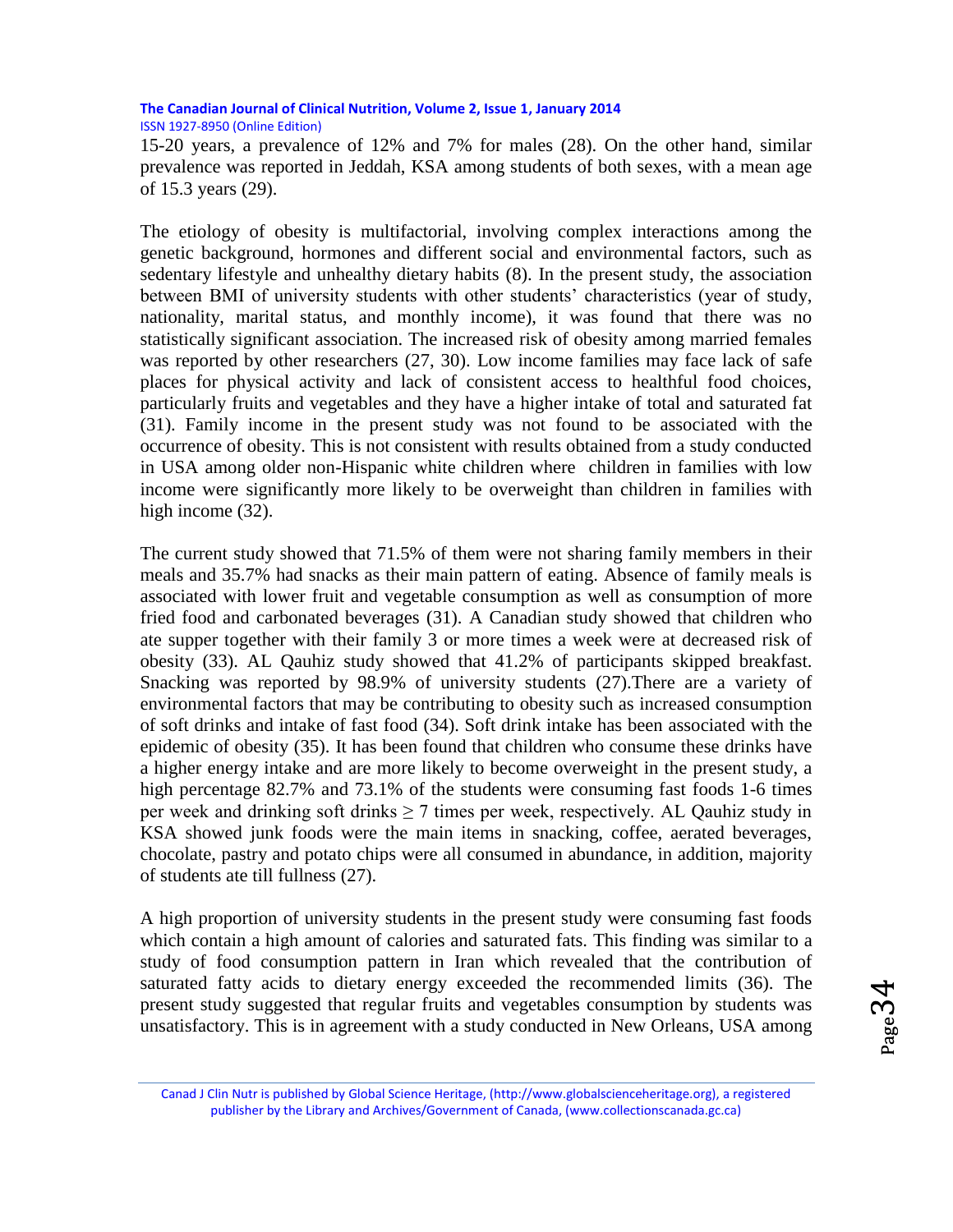15-20 years, a prevalence of 12% and 7% for males (28). On the other hand, similar prevalence was reported in Jeddah, KSA among students of both sexes, with a mean age of 15.3 years (29).

The etiology of obesity is multifactorial, involving complex interactions among the genetic background, hormones and different social and environmental factors, such as sedentary lifestyle and unhealthy dietary habits (8). In the present study, the association between BMI of university students with other students' characteristics (year of study, nationality, marital status, and monthly income), it was found that there was no statistically significant association. The increased risk of obesity among married females was reported by other researchers (27, 30). Low income families may face lack of safe places for physical activity and lack of consistent access to healthful food choices, particularly fruits and vegetables and they have a higher intake of total and saturated fat (31). Family income in the present study was not found to be associated with the occurrence of obesity. This is not consistent with results obtained from a study conducted in USA among older non-Hispanic white children where children in families with low income were significantly more likely to be overweight than children in families with high income (32).

The current study showed that 71.5% of them were not sharing family members in their meals and 35.7% had snacks as their main pattern of eating. Absence of family meals is associated with lower fruit and vegetable consumption as well as consumption of more fried food and carbonated beverages (31). A Canadian study showed that children who ate supper together with their family 3 or more times a week were at decreased risk of obesity (33). AL Qauhiz study showed that 41.2% of participants skipped breakfast. Snacking was reported by 98.9% of university students (27).There are a variety of environmental factors that may be contributing to obesity such as increased consumption of soft drinks and intake of fast food (34). Soft drink intake has been associated with the epidemic of obesity (35). It has been found that children who consume these drinks have a higher energy intake and are more likely to become overweight in the present study, a high percentage 82.7% and 73.1% of the students were consuming fast foods 1-6 times per week and drinking soft drinks $\geq$ 7 times per week, respectively. AL Qauhiz study in KSA showed junk foods were the main items in snacking, coffee, aerated beverages, chocolate, pastry and potato chips were all consumed in abundance, in addition, majority of students ate till fullness (27).

A high proportion of university students in the present study were consuming fast foods which contain a high amount of calories and saturated fats. This finding was similar to a study of food consumption pattern in Iran which revealed that the contribution of saturated fatty acids to dietary energy exceeded the recommended limits (36). The present study suggested that regular fruits and vegetables consumption by students was unsatisfactory. This is in agreement with a study conducted in New Orleans, USA among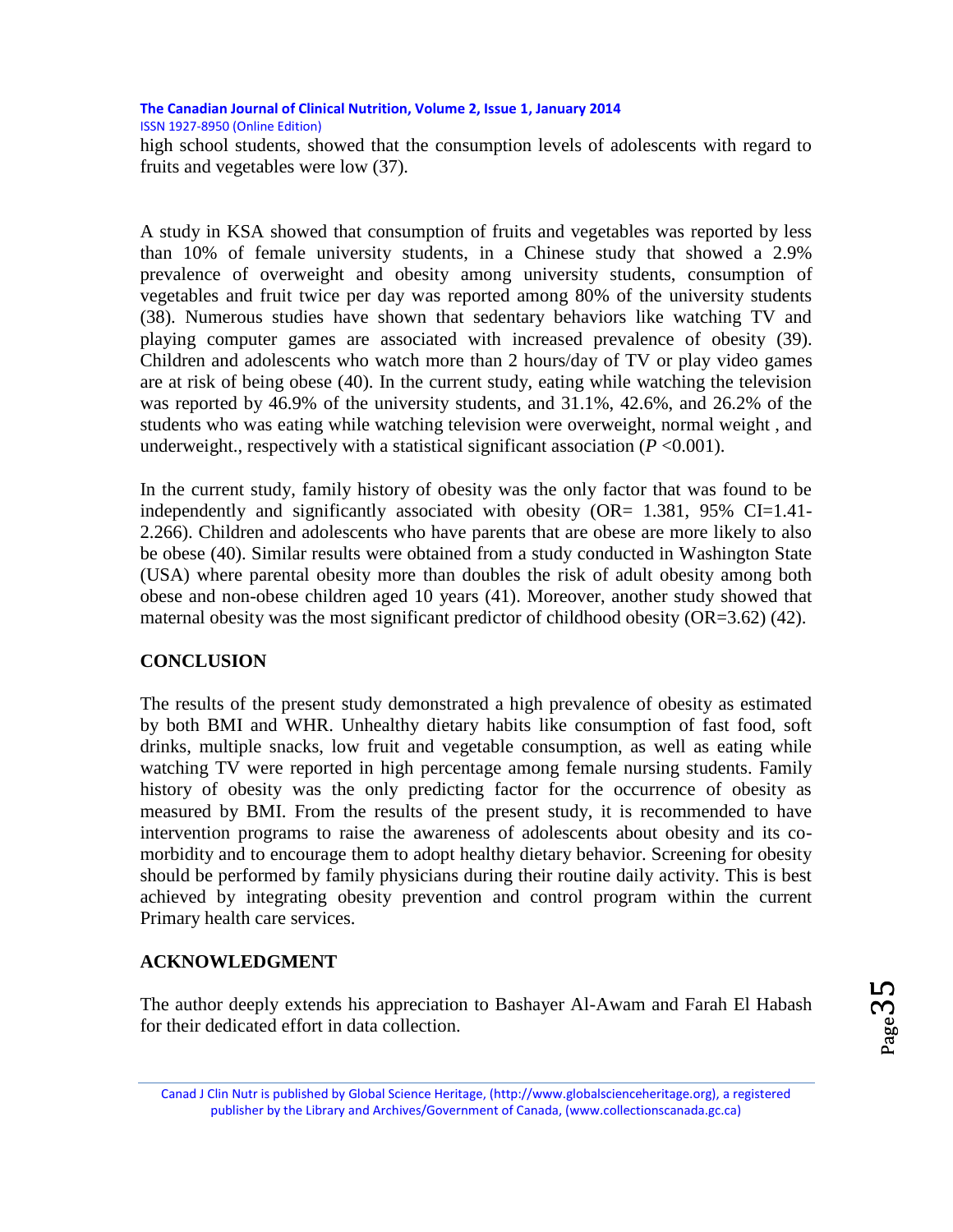high school students, showed that the consumption levels of adolescents with regard to fruits and vegetables were low (37).

A study in KSA showed that consumption of fruits and vegetables was reported by less than 10% of female university students, in a Chinese study that showed a 2.9% prevalence of overweight and obesity among university students, consumption of vegetables and fruit twice per day was reported among 80% of the university students (38). Numerous studies have shown that sedentary behaviors like watching TV and playing computer games are associated with increased prevalence of obesity (39). Children and adolescents who watch more than 2 hours/day of TV or play video games are at risk of being obese (40). In the current study, eating while watching the television was reported by 46.9% of the university students, and 31.1%, 42.6%, and 26.2% of the students who was eating while watching television were overweight, normal weight , and underweight., respectively with a statistical significant association ($P$ <0.001).

In the current study, family history of obesity was the only factor that was found to be independently and significantly associated with obesity (OR= 1.381, 95% CI=1.41-2.266). Children and adolescents who have parents that are obese are more likely to also be obese (40). Similar results were obtained from a study conducted in Washington State (USA) where parental obesity more than doubles the risk of adult obesity among both obese and non-obese children aged 10 years (41). Moreover, another study showed that maternal obesity was the most significant predictor of childhood obesity (OR=3.62) (42).

## CONCLUSION

The results of the present study demonstrated a high prevalence of obesity as estimated by both BMI and WHR. Unhealthy dietary habits like consumption of fast food, soft drinks, multiple snacks, low fruit and vegetable consumption, as well as eating while watching TV were reported in high percentage among female nursing students. Family history of obesity was the only predicting factor for the occurrence of obesity as measured by BMI. From the results of the present study, it is recommended to have intervention programs to raise the awareness of adolescents about obesity and its co-morbidity and to encourage them to adopt healthy dietary behavior. Screening for obesity should be performed by family physicians during their routine daily activity. This is best achieved by integrating obesity prevention and control program within the current Primary health care services.

## ACKNOWLEDGMENT

The author deeply extends his appreciation to Bashayer Al-Awam and Farah El Habash for their dedicated effort in data collection.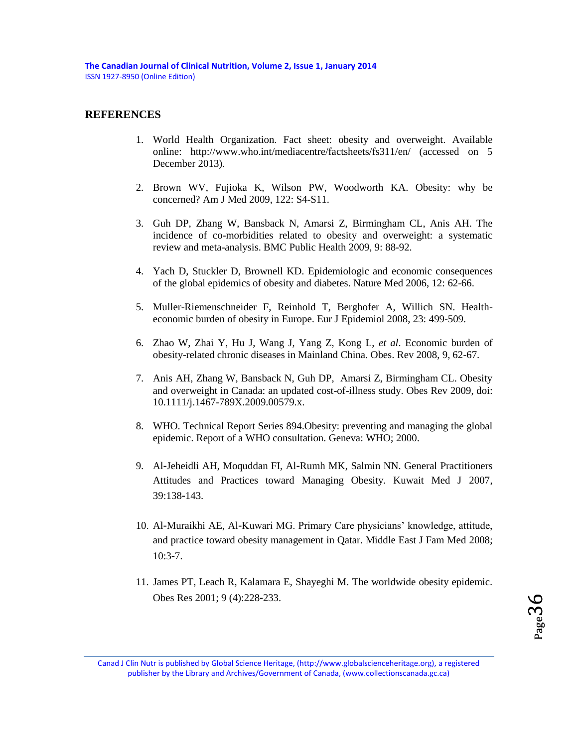## REFERENCES

1. World Health Organization. Fact sheet: obesity and overweight. Available online: http://www.who.int/mediacentre/factsheets/fs311/en/ (accessed on 5 December 2013).

2. Brown WV, Fujioka K, Wilson PW, Woodworth KA. Obesity: why be concerned? Am J Med 2009, 122: S4-S11.

3. Guh DP, Zhang W, Bansback N, Amarsi Z, Birmingham CL, Anis AH. The incidence of co-morbidities related to obesity and overweight: a systematic review and meta-analysis. BMC Public Health 2009, 9: 88-92.

4. Yach D, Stuckler D, Brownell KD. Epidemiologic and economic consequences of the global epidemics of obesity and diabetes. Nature Med 2006, 12: 62-66.

5. Muller-Riemenschneider F, Reinhold T, Berghofer A, Willich SN. Health-economic burden of obesity in Europe. Eur J Epidemiol 2008, 23: 499-509.

6. Zhao W, Zhai Y, Hu J, Wang J, Yang Z, Kong L, *et al*. Economic burden of obesity-related chronic diseases in Mainland China. Obes. Rev 2008, 9, 62-67.

7. Anis AH, Zhang W, Bansback N, Guh DP, Amarsi Z, Birmingham CL. Obesity and overweight in Canada: an updated cost-of-illness study. Obes Rev 2009, doi: 10.1111/j.1467-789X.2009.00579.x.

8. WHO. Technical Report Series 894.Obesity: preventing and managing the global epidemic. Report of a WHO consultation. Geneva: WHO; 2000.

9. Al-Jeheidli AH, Moquddan FI, Al-Rumh MK, Salmin NN. General Practitioners Attitudes and Practices toward Managing Obesity. Kuwait Med J 2007, 39:138-143.

10. Al-Muraikhi AE, Al-Kuwari MG. Primary Care physicians' knowledge, attitude, and practice toward obesity management in Qatar. Middle East J Fam Med 2008; 10:3-7.

11. James PT, Leach R, Kalamara E, Shayeghi M. The worldwide obesity epidemic. Obes Res 2001; 9 (4):228-233.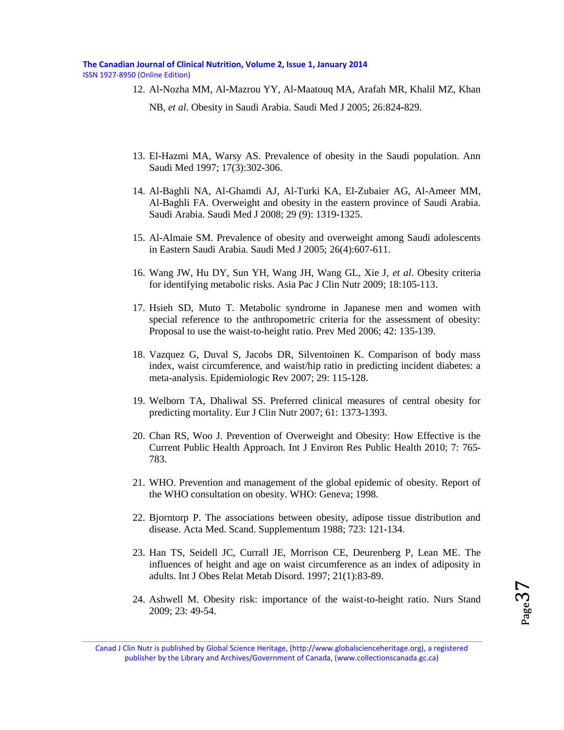12. Al-Nozha MM, Al-Mazrou YY, Al-Maatouq MA, Arafah MR, Khalil MZ, Khan NB, *et al*. Obesity in Saudi Arabia. Saudi Med J 2005; 26:824-829.

13. El-Hazmi MA, Warsy AS. Prevalence of obesity in the Saudi population. Ann Saudi Med 1997; 17(3):302-306.

14. Al-Baghli NA, Al-Ghamdi AJ, Al-Turki KA, El-Zubaier AG, Al-Ameer MM, Al-Baghli FA. Overweight and obesity in the eastern province of Saudi Arabia. Saudi Arabia. Saudi Med J 2008; 29 (9): 1319-1325.

15. Al-Almaie SM. Prevalence of obesity and overweight among Saudi adolescents in Eastern Saudi Arabia. Saudi Med J 2005; 26(4):607-611.

16. Wang JW, Hu DY, Sun YH, Wang JH, Wang GL, Xie J, *et al*. Obesity criteria for identifying metabolic risks. Asia Pac J Clin Nutr 2009; 18:105-113.

17. Hsieh SD, Muto T. Metabolic syndrome in Japanese men and women with special reference to the anthropometric criteria for the assessment of obesity: Proposal to use the waist-to-height ratio. Prev Med 2006; 42: 135-139.

18. Vazquez G, Duval S, Jacobs DR, Silventoinen K. Comparison of body mass index, waist circumference, and waist/hip ratio in predicting incident diabetes: a meta-analysis. Epidemiologic Rev 2007; 29: 115-128.

19. Welborn TA, Dhaliwal SS. Preferred clinical measures of central obesity for predicting mortality. Eur J Clin Nutr 2007; 61: 1373-1393.

20. Chan RS, Woo J. Prevention of Overweight and Obesity: How Effective is the Current Public Health Approach. Int J Environ Res Public Health 2010; 7: 765-783.

21. WHO. Prevention and management of the global epidemic of obesity. Report of the WHO consultation on obesity. WHO: Geneva; 1998.

22. Bjorntorp P. The associations between obesity, adipose tissue distribution and disease. Acta Med. Scand. Supplementum 1988; 723: 121-134.

23. Han TS, Seidell JC, Currall JE, Morrison CE, Deurenberg P, Lean ME. The influences of height and age on waist circumference as an index of adiposity in adults. Int J Obes Relat Metab Disord. 1997; 21(1):83-89.

24. Ashwell M. Obesity risk: importance of the waist-to-height ratio. Nurs Stand 2009; 23: 49-54.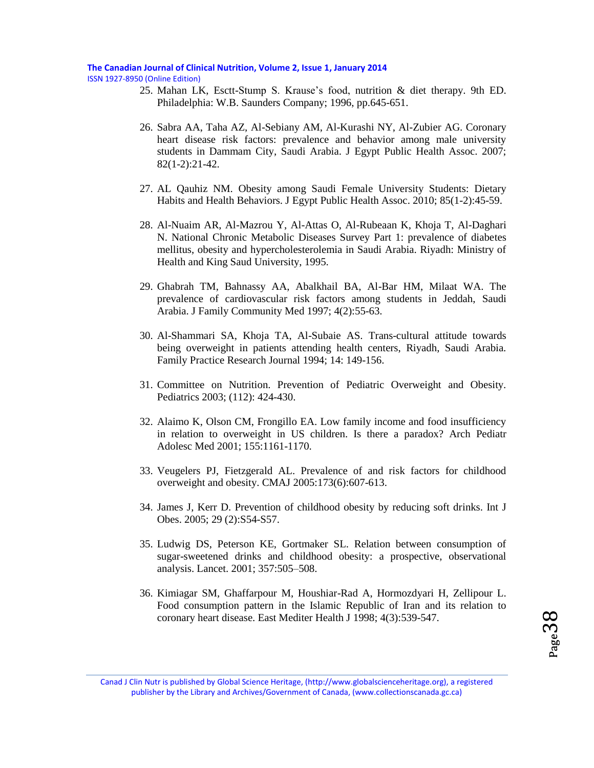25. Mahan LK, Esctt-Stump S. Krause's food, nutrition & diet therapy. 9th ED. Philadelphia: W.B. Saunders Company; 1996, pp.645-651.

26. Sabra AA, Taha AZ, Al-Sebiany AM, Al-Kurashi NY, Al-Zubier AG. Coronary heart disease risk factors: prevalence and behavior among male university students in Dammam City, Saudi Arabia. J Egypt Public Health Assoc. 2007; 82(1-2):21-42.

27. AL Qauhiz NM. Obesity among Saudi Female University Students: Dietary Habits and Health Behaviors. J Egypt Public Health Assoc. 2010; 85(1-2):45-59.

28. Al-Nuaim AR, Al-Mazrou Y, Al-Attas O, Al-Rubeaan K, Khoja T, Al-Daghari N. National Chronic Metabolic Diseases Survey Part 1: prevalence of diabetes mellitus, obesity and hypercholesterolemia in Saudi Arabia. Riyadh: Ministry of Health and King Saud University, 1995.

29. Ghabrah TM, Bahnassy AA, Abalkhail BA, Al-Bar HM, Milaat WA. The prevalence of cardiovascular risk factors among students in Jeddah, Saudi Arabia. J Family Community Med 1997; 4(2):55-63.

30. Al-Shammari SA, Khoja TA, Al-Subaie AS. Trans-cultural attitude towards being overweight in patients attending health centers, Riyadh, Saudi Arabia. Family Practice Research Journal 1994; 14: 149-156.

31. Committee on Nutrition. Prevention of Pediatric Overweight and Obesity. Pediatrics 2003; (112): 424-430.

32. Alaimo K, Olson CM, Frongillo EA. Low family income and food insufficiency in relation to overweight in US children. Is there a paradox? Arch Pediatr Adolesc Med 2001; 155:1161-1170.

33. Veugelers PJ, Fietzgerald AL. Prevalence of and risk factors for childhood overweight and obesity. CMAJ 2005:173(6):607-613.

34. James J, Kerr D. Prevention of childhood obesity by reducing soft drinks. Int J Obes. 2005; 29 (2):S54-S57.

35. Ludwig DS, Peterson KE, Gortmaker SL. Relation between consumption of sugar-sweetened drinks and childhood obesity: a prospective, observational analysis. Lancet. 2001; 357:505–508.

36. Kimiagar SM, Ghaffarpour M, Houshiar-Rad A, Hormozdyari H, Zellipour L. Food consumption pattern in the Islamic Republic of Iran and its relation to coronary heart disease. East Mediter Health J 1998; 4(3):539-547.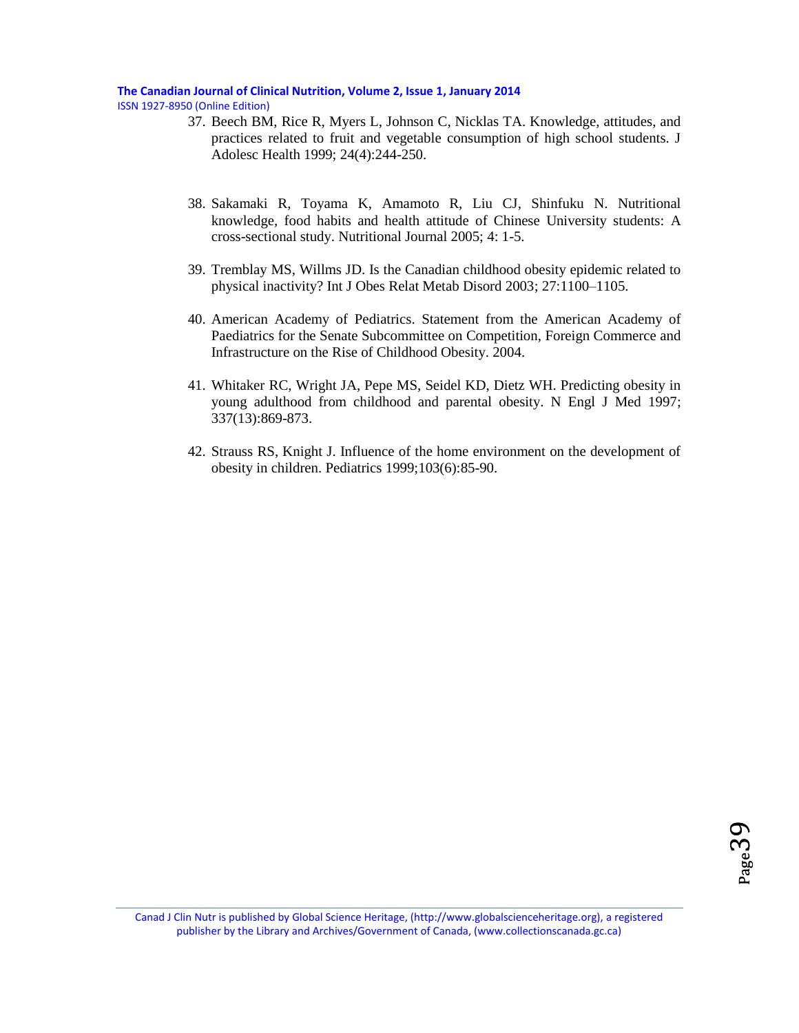37. Beech BM, Rice R, Myers L, Johnson C, Nicklas TA. Knowledge, attitudes, and practices related to fruit and vegetable consumption of high school students. J Adolesc Health 1999; 24(4):244-250.

38. Sakamaki R, Toyama K, Amamoto R, Liu CJ, Shinfuku N. Nutritional knowledge, food habits and health attitude of Chinese University students: A cross-sectional study. Nutritional Journal 2005; 4: 1-5.

39. Tremblay MS, Willms JD. Is the Canadian childhood obesity epidemic related to physical inactivity? Int J Obes Relat Metab Disord 2003; 27:1100–1105.

40. American Academy of Pediatrics. Statement from the American Academy of Paediatrics for the Senate Subcommittee on Competition, Foreign Commerce and Infrastructure on the Rise of Childhood Obesity. 2004.

41. Whitaker RC, Wright JA, Pepe MS, Seidel KD, Dietz WH. Predicting obesity in young adulthood from childhood and parental obesity. N Engl J Med 1997; 337(13):869-873.

42. Strauss RS, Knight J. Influence of the home environment on the development of obesity in children. Pediatrics 1999;103(6):85-90.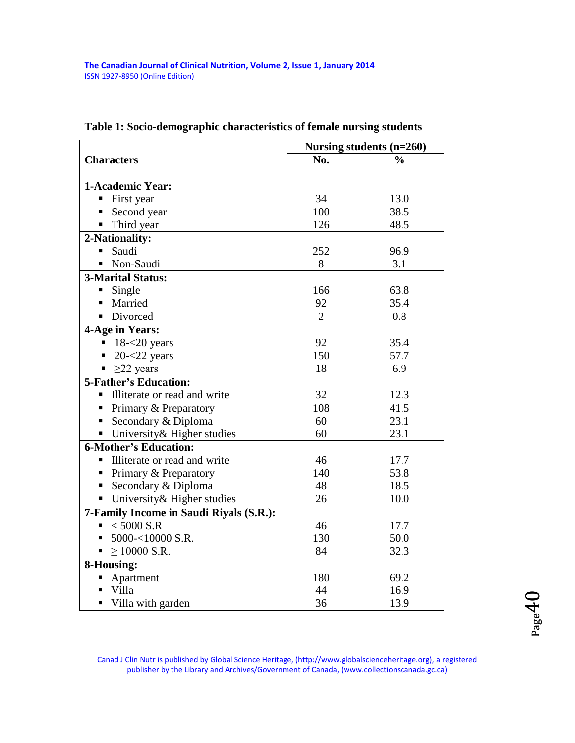**Table 1: Socio-demographic characteristics of female nursing students**

| Characters | Nursing students (n=260) | |
|---|---|---|
| | No. | % |
| **1-Academic Year:** | | |
| ▪ First year | 34 | 13.0 |
| ▪ Second year | 100 | 38.5 |
| ▪ Third year | 126 | 48.5 |
| **2-Nationality:** | | |
| ▪ Saudi | 252 | 96.9 |
| ▪ Non-Saudi | 8 | 3.1 |
| **3-Marital Status:** | | |
| ▪ Single | 166 | 63.8 |
| ▪ Married | 92 | 35.4 |
| ▪ Divorced | 2 | 0.8 |
| **4-Age in Years:** | | |
| ▪ 18-<20 years | 92 | 35.4 |
| ▪ 20-<22 years | 150 | 57.7 |
| ▪ ≥22 years | 18 | 6.9 |
| **5-Father's Education:** | | |
| ▪ Illiterate or read and write | 32 | 12.3 |
| ▪ Primary & Preparatory | 108 | 41.5 |
| ▪ Secondary & Diploma | 60 | 23.1 |
| ▪ University& Higher studies | 60 | 23.1 |
| **6-Mother's Education:** | | |
| ▪ Illiterate or read and write | 46 | 17.7 |
| ▪ Primary & Preparatory | 140 | 53.8 |
| ▪ Secondary & Diploma | 48 | 18.5 |
| ▪ University& Higher studies | 26 | 10.0 |
| **7-Family Income in Saudi Riyals (S.R.):** | | |
| ▪ < 5000 S.R | 46 | 17.7 |
| ▪ 5000-<10000 S.R. | 130 | 50.0 |
| ▪ ≥ 10000 S.R. | 84 | 32.3 |
| **8-Housing:** | | |
| ▪ Apartment | 180 | 69.2 |
| ▪ Villa | 44 | 16.9 |
| ▪ Villa with garden | 36 | 13.9 |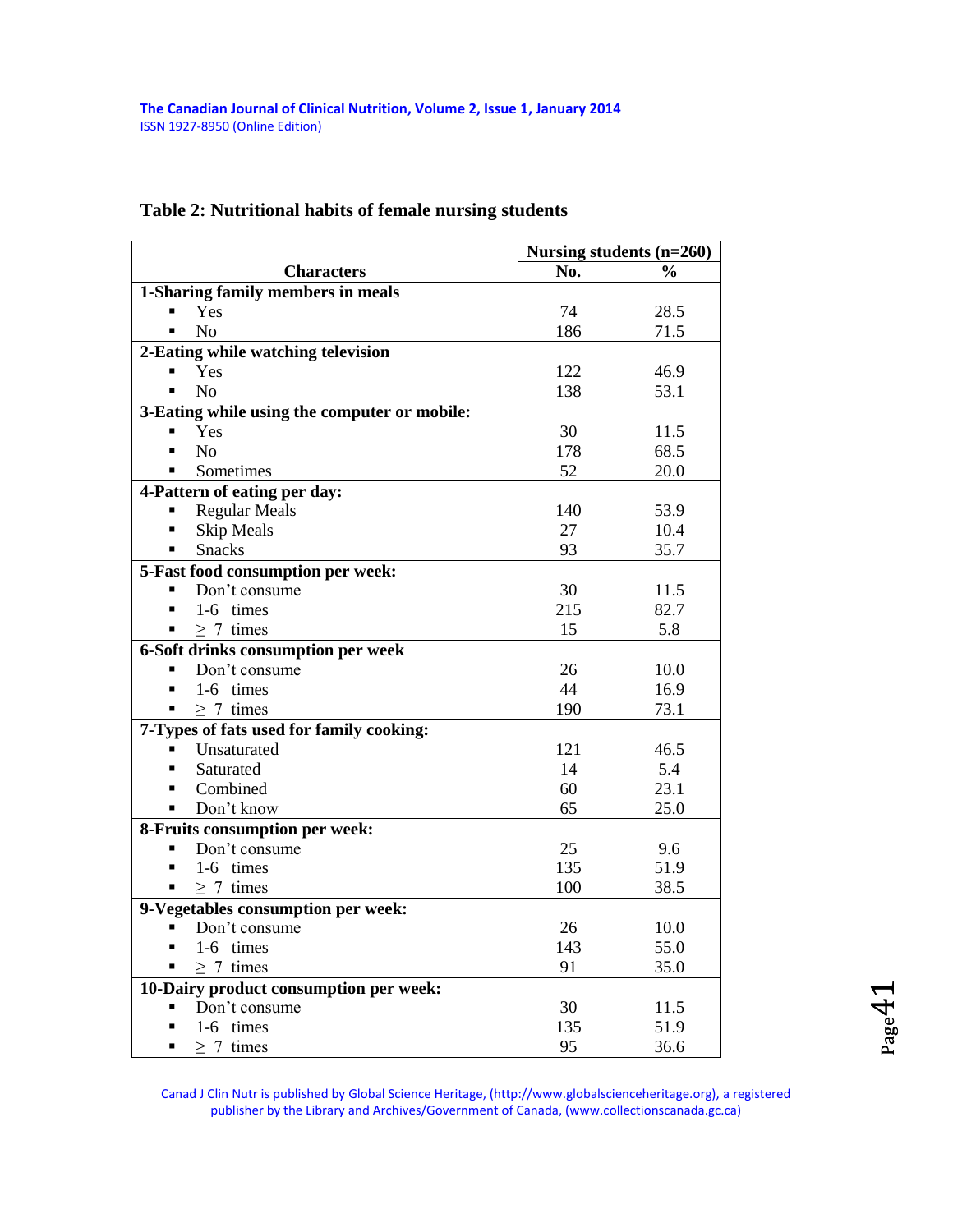**Table 2: Nutritional habits of female nursing students**

| Characters | Nursing students (n=260) | |
|---|---|---|
| | **No.** | **%** |
| **1-Sharing family members in meals** | | |
| ▪ Yes | 74 | 28.5 |
| ▪ No | 186 | 71.5 |
| **2-Eating while watching television** | | |
| ▪ Yes | 122 | 46.9 |
| ▪ No | 138 | 53.1 |
| **3-Eating while using the computer or mobile:** | | |
| ▪ Yes | 30 | 11.5 |
| ▪ No | 178 | 68.5 |
| ▪ Sometimes | 52 | 20.0 |
| **4-Pattern of eating per day:** | | |
| ▪ Regular Meals | 140 | 53.9 |
| ▪ Skip Meals | 27 | 10.4 |
| ▪ Snacks | 93 | 35.7 |
| **5-Fast food consumption per week:** | | |
| ▪ Don't consume | 30 | 11.5 |
| ▪ 1-6 times | 215 | 82.7 |
| ▪ ≥ 7 times | 15 | 5.8 |
| **6-Soft drinks consumption per week** | | |
| ▪ Don't consume | 26 | 10.0 |
| ▪ 1-6 times | 44 | 16.9 |
| ▪ ≥ 7 times | 190 | 73.1 |
| **7-Types of fats used for family cooking:** | | |
| ▪ Unsaturated | 121 | 46.5 |
| ▪ Saturated | 14 | 5.4 |
| ▪ Combined | 60 | 23.1 |
| ▪ Don't know | 65 | 25.0 |
| **8-Fruits consumption per week:** | | |
| ▪ Don't consume | 25 | 9.6 |
| ▪ 1-6 times | 135 | 51.9 |
| ▪ ≥ 7 times | 100 | 38.5 |
| **9-Vegetables consumption per week:** | | |
| ▪ Don't consume | 26 | 10.0 |
| ▪ 1-6 times | 143 | 55.0 |
| ▪ ≥ 7 times | 91 | 35.0 |
| **10-Dairy product consumption per week:** | | |
| ▪ Don't consume | 30 | 11.5 |
| ▪ 1-6 times | 135 | 51.9 |
| ▪ ≥ 7 times | 95 | 36.6 |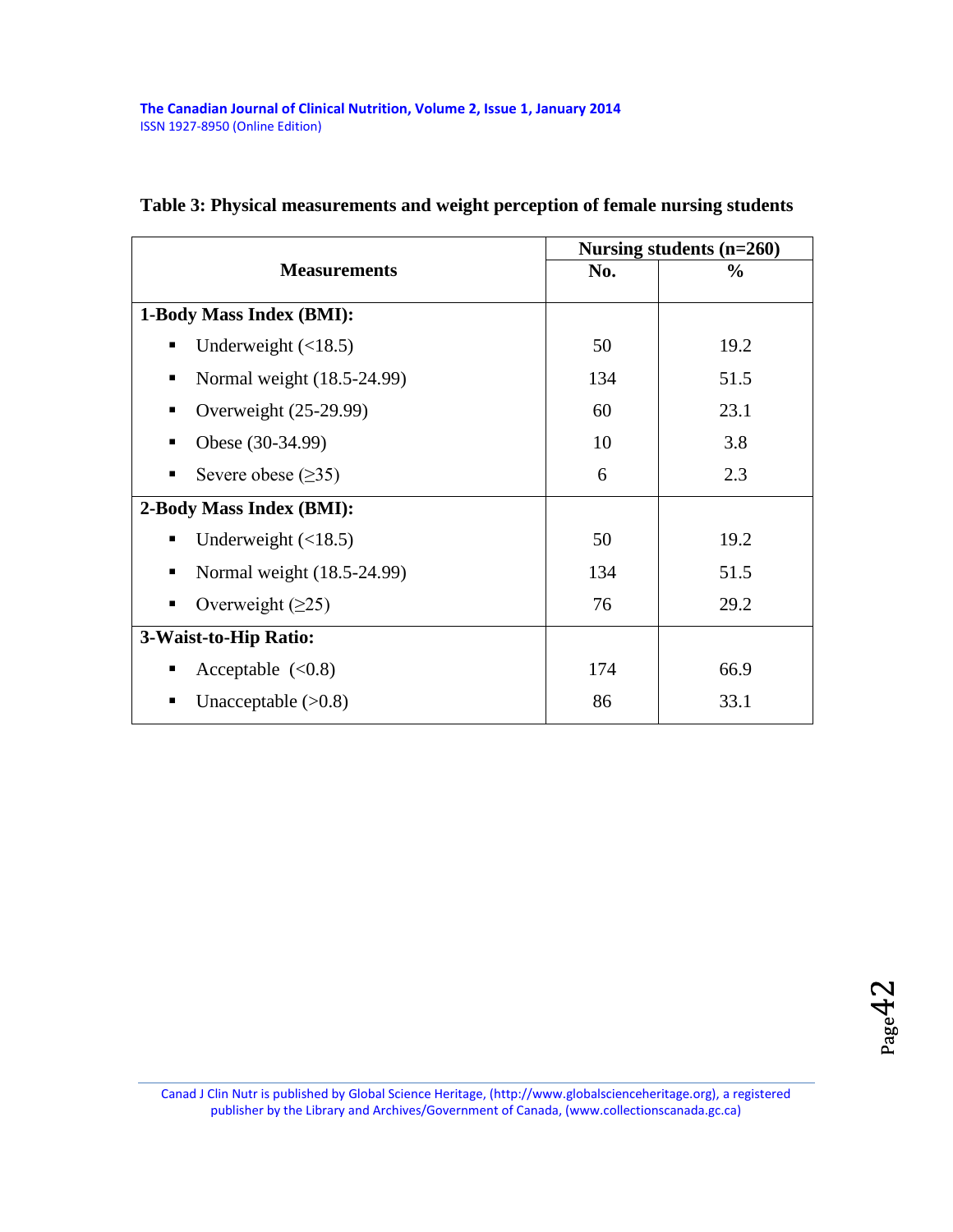**Table 3: Physical measurements and weight perception of female nursing students**

| Measurements | Nursing students (n=260) | |
|---|---|---|
| | No. | % |
| **1-Body Mass Index (BMI):** | | |
| ▪ Underweight (<18.5) | 50 | 19.2 |
| ▪ Normal weight (18.5-24.99) | 134 | 51.5 |
| ▪ Overweight (25-29.99) | 60 | 23.1 |
| ▪ Obese (30-34.99) | 10 | 3.8 |
| ▪ Severe obese (≥35) | 6 | 2.3 |
| **2-Body Mass Index (BMI):** | | |
| ▪ Underweight (<18.5) | 50 | 19.2 |
| ▪ Normal weight (18.5-24.99) | 134 | 51.5 |
| ▪ Overweight (≥25) | 76 | 29.2 |
| **3-Waist-to-Hip Ratio:** | | |
| ▪ Acceptable (<0.8) | 174 | 66.9 |
| ▪ Unacceptable (>0.8) | 86 | 33.1 |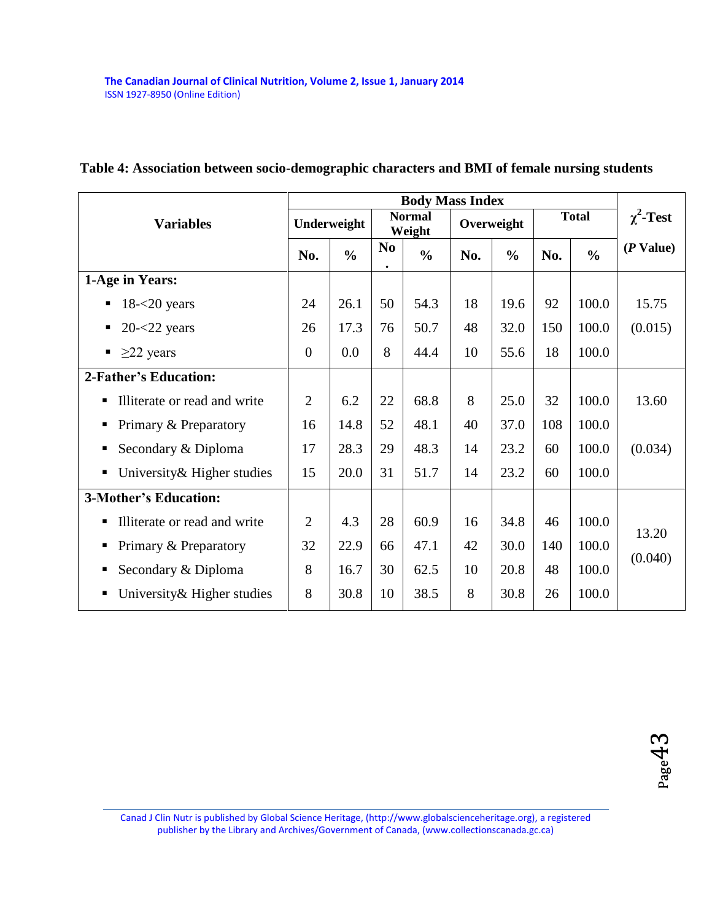**Table 4: Association between socio-demographic characters and BMI of female nursing students**

| Variables | Body Mass Index | | | | | | | | $\chi^2$-Test |
|---|---|---|---|---|---|---|---|---|---|
| | Underweight | | Normal Weight | | Overweight | | Total | | (*P* Value) |
| | No. | % | No. | % | No. | % | No. | % | |
| **1-Age in Years:** | | | | | | | | | |
| ▪ 18-<20 years | 24 | 26.1 | 50 | 54.3 | 18 | 19.6 | 92 | 100.0 | 15.75 |
| ▪ 20-<22 years | 26 | 17.3 | 76 | 50.7 | 48 | 32.0 | 150 | 100.0 | (0.015) |
| ▪ ≥22 years | 0 | 0.0 | 8 | 44.4 | 10 | 55.6 | 18 | 100.0 | |
| **2-Father's Education:** | | | | | | | | | |
| ▪ Illiterate or read and write | 2 | 6.2 | 22 | 68.8 | 8 | 25.0 | 32 | 100.0 | 13.60 |
| ▪ Primary & Preparatory | 16 | 14.8 | 52 | 48.1 | 40 | 37.0 | 108 | 100.0 | |
| ▪ Secondary & Diploma | 17 | 28.3 | 29 | 48.3 | 14 | 23.2 | 60 | 100.0 | (0.034) |
| ▪ University& Higher studies | 15 | 20.0 | 31 | 51.7 | 14 | 23.2 | 60 | 100.0 | |
| **3-Mother's Education:** | | | | | | | | | |
| ▪ Illiterate or read and write | 2 | 4.3 | 28 | 60.9 | 16 | 34.8 | 46 | 100.0 | 13.20 |
| ▪ Primary & Preparatory | 32 | 22.9 | 66 | 47.1 | 42 | 30.0 | 140 | 100.0 | (0.040) |
| ▪ Secondary & Diploma | 8 | 16.7 | 30 | 62.5 | 10 | 20.8 | 48 | 100.0 | |
| ▪ University& Higher studies | 8 | 30.8 | 10 | 38.5 | 8 | 30.8 | 26 | 100.0 | |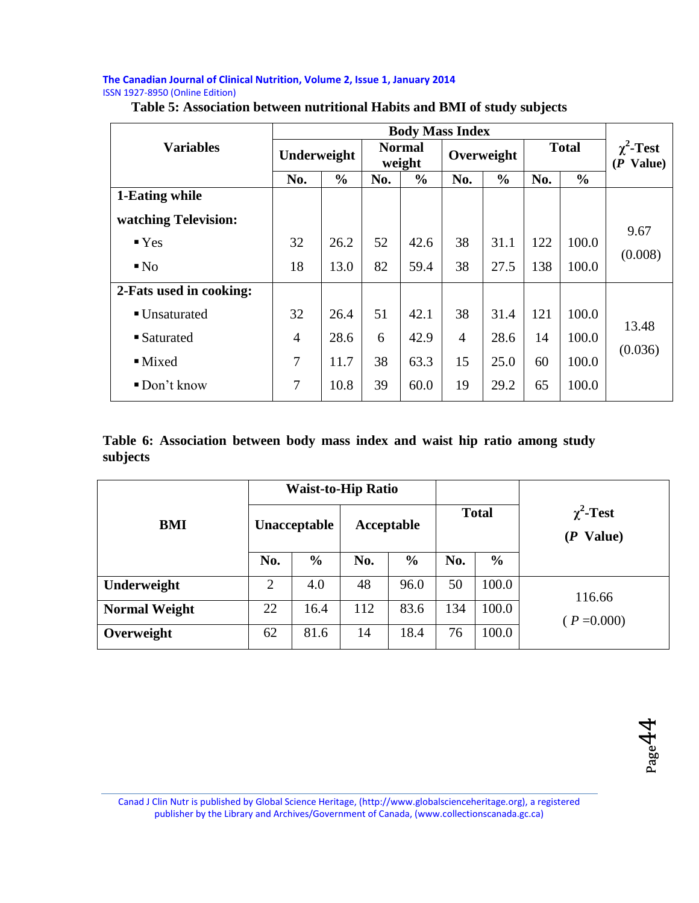**Table 5: Association between nutritional Habits and BMI of study subjects**

| Variables | Body Mass Index | | | | | | | | $\chi^2$-Test (*P* Value) |
|---|---|---|---|---|---|---|---|---|---|
| | Underweight | | Normal weight | | Overweight | | Total | | |
| | No. | % | No. | % | No. | % | No. | % | |
| **1-Eating while watching Television:** | | | | | | | | | 9.67 (0.008) |
| ▪ Yes | 32 | 26.2 | 52 | 42.6 | 38 | 31.1 | 122 | 100.0 | |
| ▪ No | 18 | 13.0 | 82 | 59.4 | 38 | 27.5 | 138 | 100.0 | |
| **2-Fats used in cooking:** | | | | | | | | | 13.48 (0.036) |
| ▪ Unsaturated | 32 | 26.4 | 51 | 42.1 | 38 | 31.4 | 121 | 100.0 | |
| ▪ Saturated | 4 | 28.6 | 6 | 42.9 | 4 | 28.6 | 14 | 100.0 | |
| ▪ Mixed | 7 | 11.7 | 38 | 63.3 | 15 | 25.0 | 60 | 100.0 | |
| ▪ Don't know | 7 | 10.8 | 39 | 60.0 | 19 | 29.2 | 65 | 100.0 | |

**Table 6: Association between body mass index and waist hip ratio among study subjects**

| BMI | Waist-to-Hip Ratio | | | | Total | | $\chi^2$-Test (*P* Value) |
|---|---|---|---|---|---|---|---|
| | Unacceptable | | Acceptable | | | | |
| | No. | % | No. | % | No. | % | |
| **Underweight** | 2 | 4.0 | 48 | 96.0 | 50 | 100.0 | 116.66 ( *P* =0.000) |
| **Normal Weight** | 22 | 16.4 | 112 | 83.6 | 134 | 100.0 | |
| **Overweight** | 62 | 81.6 | 14 | 18.4 | 76 | 100.0 | |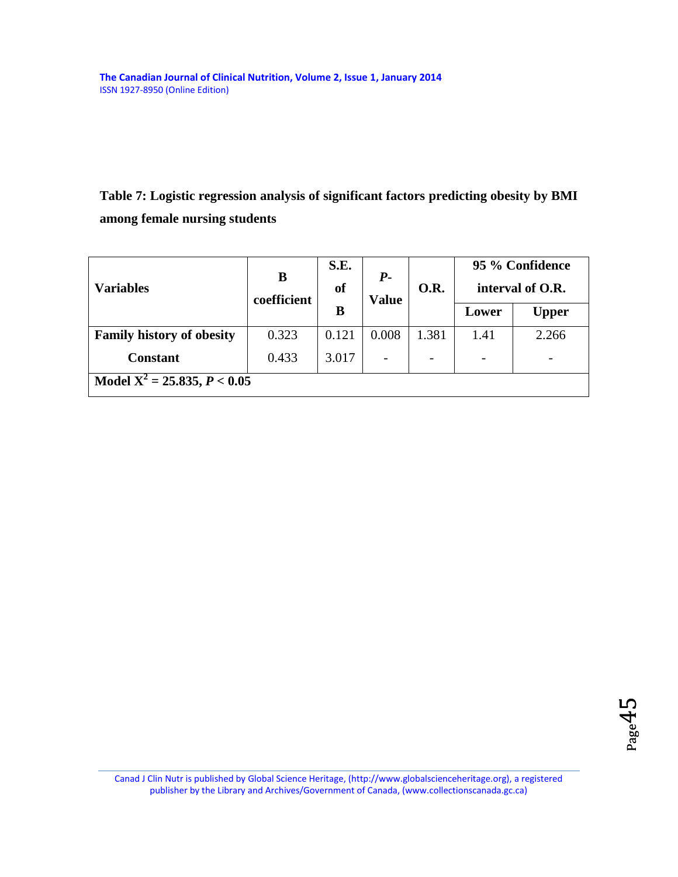**Table 7: Logistic regression analysis of significant factors predicting obesity by BMI among female nursing students**

| Variables | B coefficient | S.E. of B | *P*-Value | O.R. | 95 % Confidence interval of O.R. | |
|---|---|---|---|---|---|---|
| | | | | | Lower | Upper |
| **Family history of obesity** | 0.323 | 0.121 | 0.008 | 1.381 | 1.41 | 2.266 |
| **Constant** | 0.433 | 3.017 | - | - | - | - |
| **Model $X^2$ = 25.835, $P < 0.05$** | | | | | | |